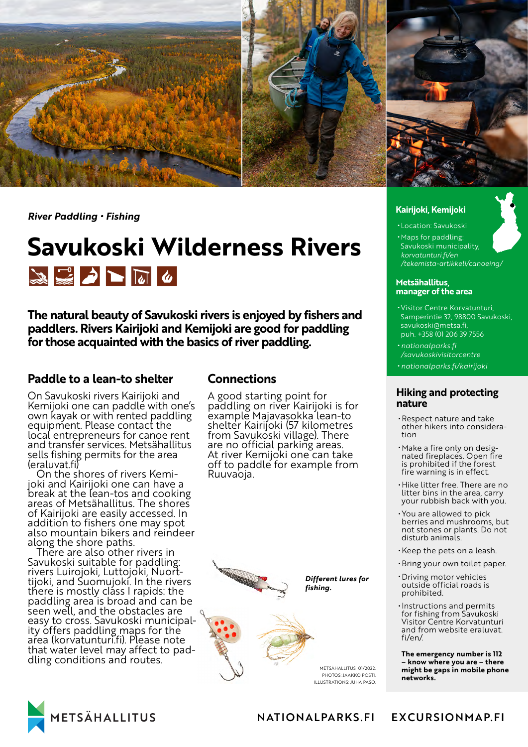*River Paddling · Fishing*

# Savukoski Wilderness Rivers

**The natural beauty of Savukoski rivers is enjoyed by fishers and paddlers. Rivers Kairijoki and Kemijoki are good for paddling for those acquainted with the basics of river paddling.**

## Paddle to a lean-to shelter

On Savukoski rivers Kairijoki and Kemijoki one can paddle with one's own kayak or with rented paddling equipment. Please contact the local entrepreneurs for canoe rent and transfer services. Metsähallitus sells fishing permits for the area (eraluvat.fi)

On the shores of rivers Kemijoki and Kairijoki one can have a break at the lean-tos and cooking areas of Metsähallitus. The shores of Kairijoki are easily accessed. In addition to fishers one may spot also mountain bikers and reindeer along the shore paths.

There are also other rivers in Savukoski suitable for paddling: rivers Luirojoki, Luttojoki, Nuorttijoki, and Suomujoki. In the rivers there is mostly class I rapids: the paddling area is broad and can be seen well, and the obstacles are easy to cross. Savukoski municipality offers paddling maps for the area (korvatunturi.fi). Please note that water level may affect to paddling conditions and routes.

## Connections

A good starting point for paddling on river Kairijoki is for example Majavasokka lean-to shelter Kairijoki (57 kilometres from Savukoski village). There are no official parking areas. At river Kemijoki one can take off to paddle for example from Ruuvaoja.

***Different lures for fishing.***

METSÄHALLITUS 01/2022.
PHOTOS: JAAKKO POSTI.
ILLUSTRATIONS: JUHA PASO.

### Kairijoki, Kemijoki

- Location: Savukoski
- Maps for paddling: Savukoski municipality, *korvatunturi.fi/en/tekemista-artikkeli/canoeing/*

### Metsähallitus, manager of the area

- Visitor Centre Korvatunturi, Samperintie 32, 98800 Savukoski, savukoski@metsa.fi, puh. +358 (0) 206 39 7556
- *nationalparks.fi/savukoskivisitorcentre*
- *nationalparks.fi/kairijoki*

### Hiking and protecting nature

- Respect nature and take other hikers into consideration
- Make a fire only on designated fireplaces. Open fire is prohibited if the forest fire warning is in effect.
- Hike litter free. There are no litter bins in the area, carry your rubbish back with you.
- You are allowed to pick berries and mushrooms, but not stones or plants. Do not disturb animals.
- Keep the pets on a leash.
- Bring your own toilet paper.
- Driving motor vehicles outside official roads is prohibited.
- Instructions and permits for fishing from Savukoski Visitor Centre Korvatunturi and from website eraluvat.fi/en/.

**The emergency number is 112 – know where you are – there might be gaps in mobile phone networks.**

METSÄHALLITUS

NATIONALPARKS.FI EXCURSIONMAP.FI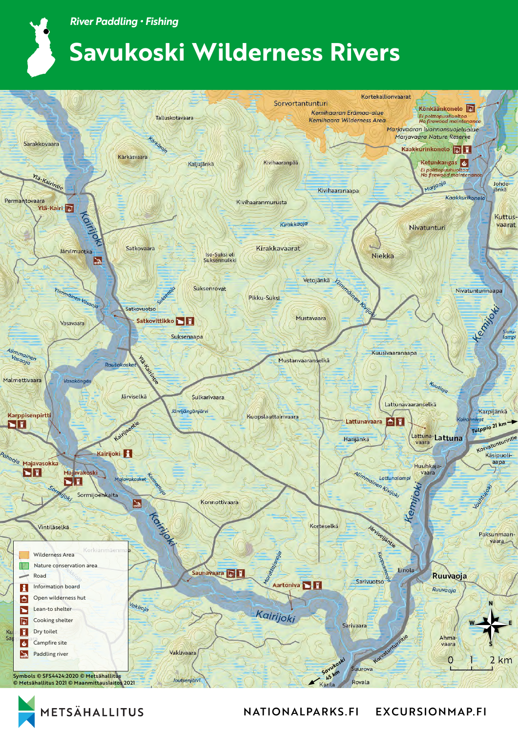River Paddling • Fishing

# Savukoski Wilderness Rivers

Wilderness Area

Nature conservation area

Road

Information board

Open wilderness hut

Lean-to shelter

Cooking shelter

Dry toilet

Campfire site

Paddling river

Symbols © SFS4424:2020 © Metsähallitus
© Metsähallitus 2021 © Maanmittauslaitos 2021

METSÄHALLITUS

NATIONALPARKS.FI EXCURSIONMAP.FI